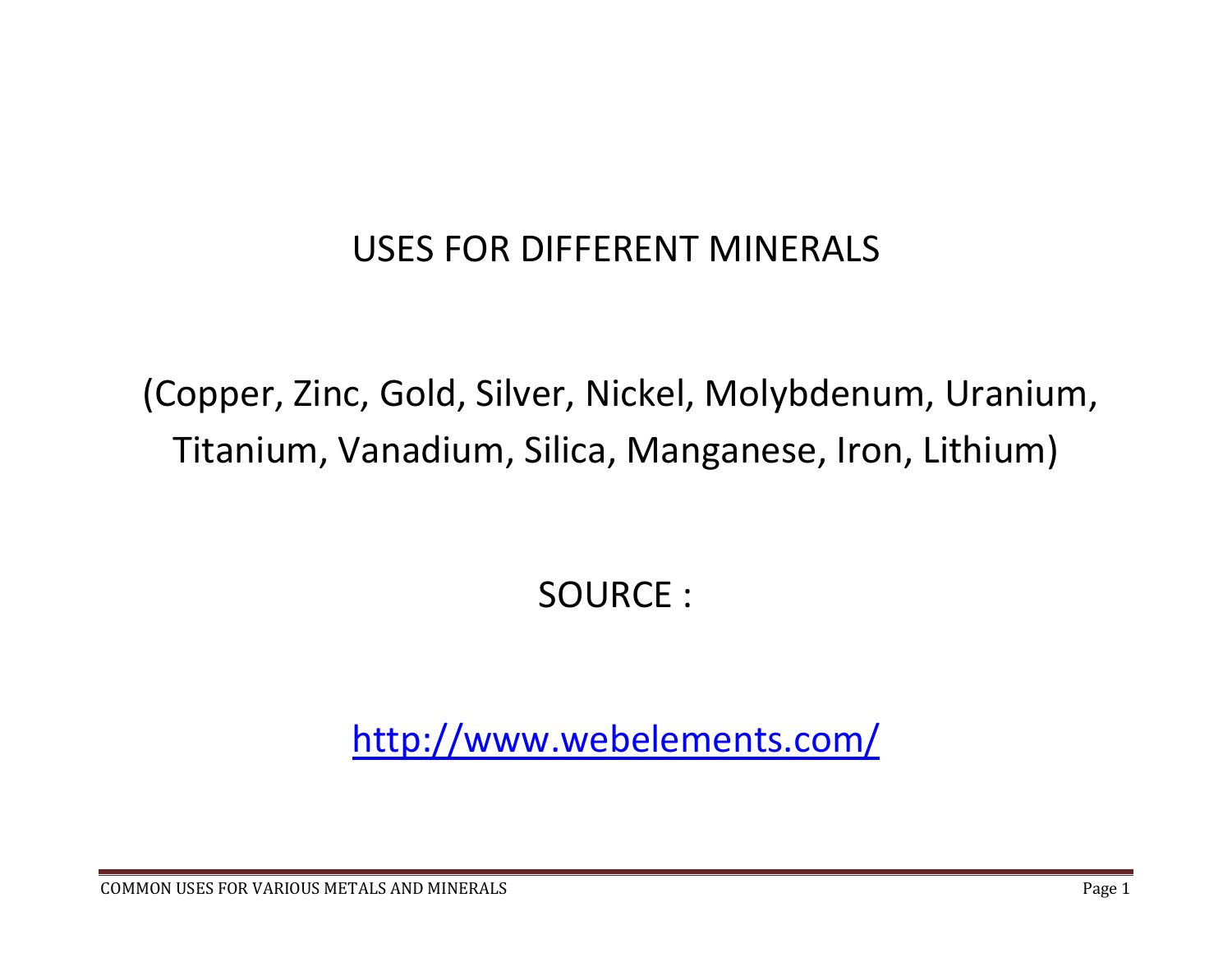# USES FOR DIFFERENT MINERALS

(Copper, Zinc, Gold, Silver, Nickel, Molybdenum, Uranium, Titanium, Vanadium, Silica, Manganese, Iron, Lithium)

SOURCE :

http://www.webelements.com/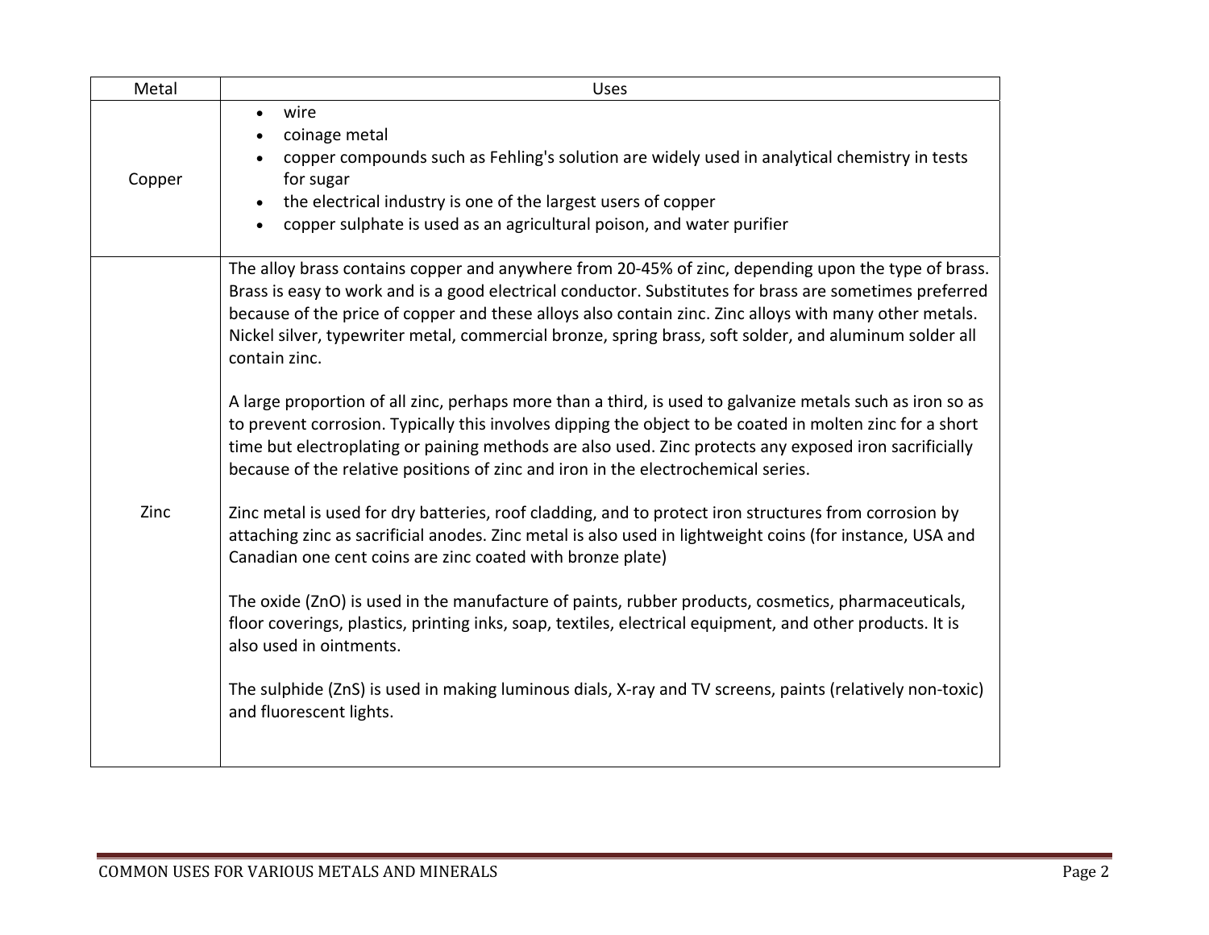| Metal | Uses |
| --- | --- |
| Copper | • wire<br>• coinage metal<br>• copper compounds such as Fehling's solution are widely used in analytical chemistry in tests for sugar<br>• the electrical industry is one of the largest users of copper<br>• copper sulphate is used as an agricultural poison, and water purifier |
| Zinc | The alloy brass contains copper and anywhere from 20-45% of zinc, depending upon the type of brass. Brass is easy to work and is a good electrical conductor. Substitutes for brass are sometimes preferred because of the price of copper and these alloys also contain zinc. Zinc alloys with many other metals. Nickel silver, typewriter metal, commercial bronze, spring brass, soft solder, and aluminum solder all contain zinc.<br><br>A large proportion of all zinc, perhaps more than a third, is used to galvanize metals such as iron so as to prevent corrosion. Typically this involves dipping the object to be coated in molten zinc for a short time but electroplating or paining methods are also used. Zinc protects any exposed iron sacrificially because of the relative positions of zinc and iron in the electrochemical series.<br><br>Zinc metal is used for dry batteries, roof cladding, and to protect iron structures from corrosion by attaching zinc as sacrificial anodes. Zinc metal is also used in lightweight coins (for instance, USA and Canadian one cent coins are zinc coated with bronze plate)<br><br>The oxide ($ZnO$) is used in the manufacture of paints, rubber products, cosmetics, pharmaceuticals, floor coverings, plastics, printing inks, soap, textiles, electrical equipment, and other products. It is also used in ointments.<br><br>The sulphide ($ZnS$) is used in making luminous dials, X-ray and TV screens, paints (relatively non-toxic) and fluorescent lights. |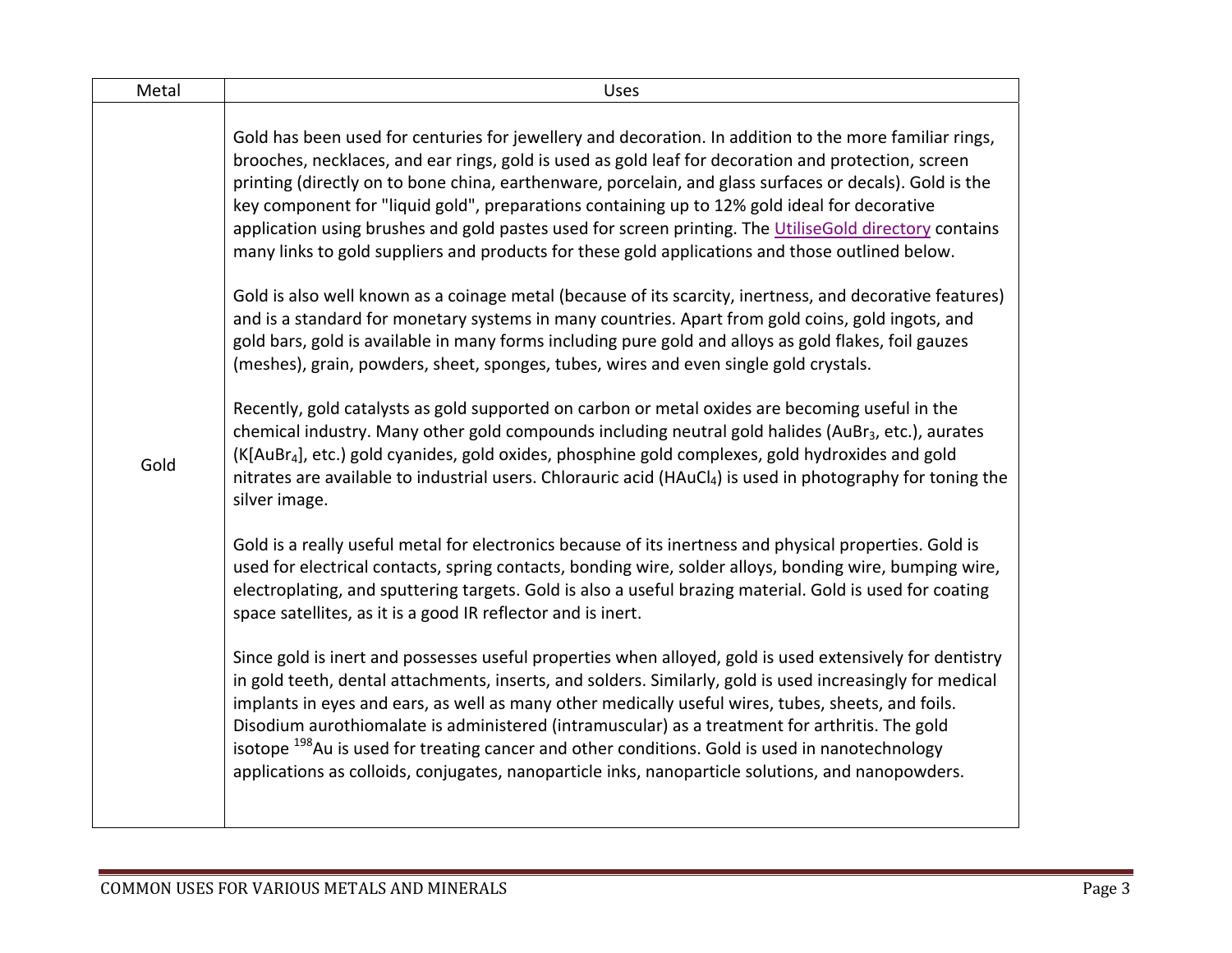| Metal | Uses |
|---|---|
| Gold | Gold has been used for centuries for jewellery and decoration. In addition to the more familiar rings, brooches, necklaces, and ear rings, gold is used as gold leaf for decoration and protection, screen printing (directly on to bone china, earthenware, porcelain, and glass surfaces or decals). Gold is the key component for "liquid gold", preparations containing up to 12% gold ideal for decorative application using brushes and gold pastes used for screen printing. The UtiliseGold directory contains many links to gold suppliers and products for these gold applications and those outlined below.<br><br>Gold is also well known as a coinage metal (because of its scarcity, inertness, and decorative features) and is a standard for monetary systems in many countries. Apart from gold coins, gold ingots, and gold bars, gold is available in many forms including pure gold and alloys as gold flakes, foil gauzes (meshes), grain, powders, sheet, sponges, tubes, wires and even single gold crystals.<br><br>Recently, gold catalysts as gold supported on carbon or metal oxides are becoming useful in the chemical industry. Many other gold compounds including neutral gold halides ($AuBr_3$, etc.), aurates ($K[AuBr_4]$, etc.) gold cyanides, gold oxides, phosphine gold complexes, gold hydroxides and gold nitrates are available to industrial users. Chlorauric acid ($HAuCl_4$) is used in photography for toning the silver image.<br><br>Gold is a really useful metal for electronics because of its inertness and physical properties. Gold is used for electrical contacts, spring contacts, bonding wire, solder alloys, bonding wire, bumping wire, electroplating, and sputtering targets. Gold is also a useful brazing material. Gold is used for coating space satellites, as it is a good IR reflector and is inert.<br><br>Since gold is inert and possesses useful properties when alloyed, gold is used extensively for dentistry in gold teeth, dental attachments, inserts, and solders. Similarly, gold is used increasingly for medical implants in eyes and ears, as well as many other medically useful wires, tubes, sheets, and foils. Disodium aurothiomalate is administered (intramuscular) as a treatment for arthritis. The gold isotope $^{198}Au$ is used for treating cancer and other conditions. Gold is used in nanotechnology applications as colloids, conjugates, nanoparticle inks, nanoparticle solutions, and nanopowders. |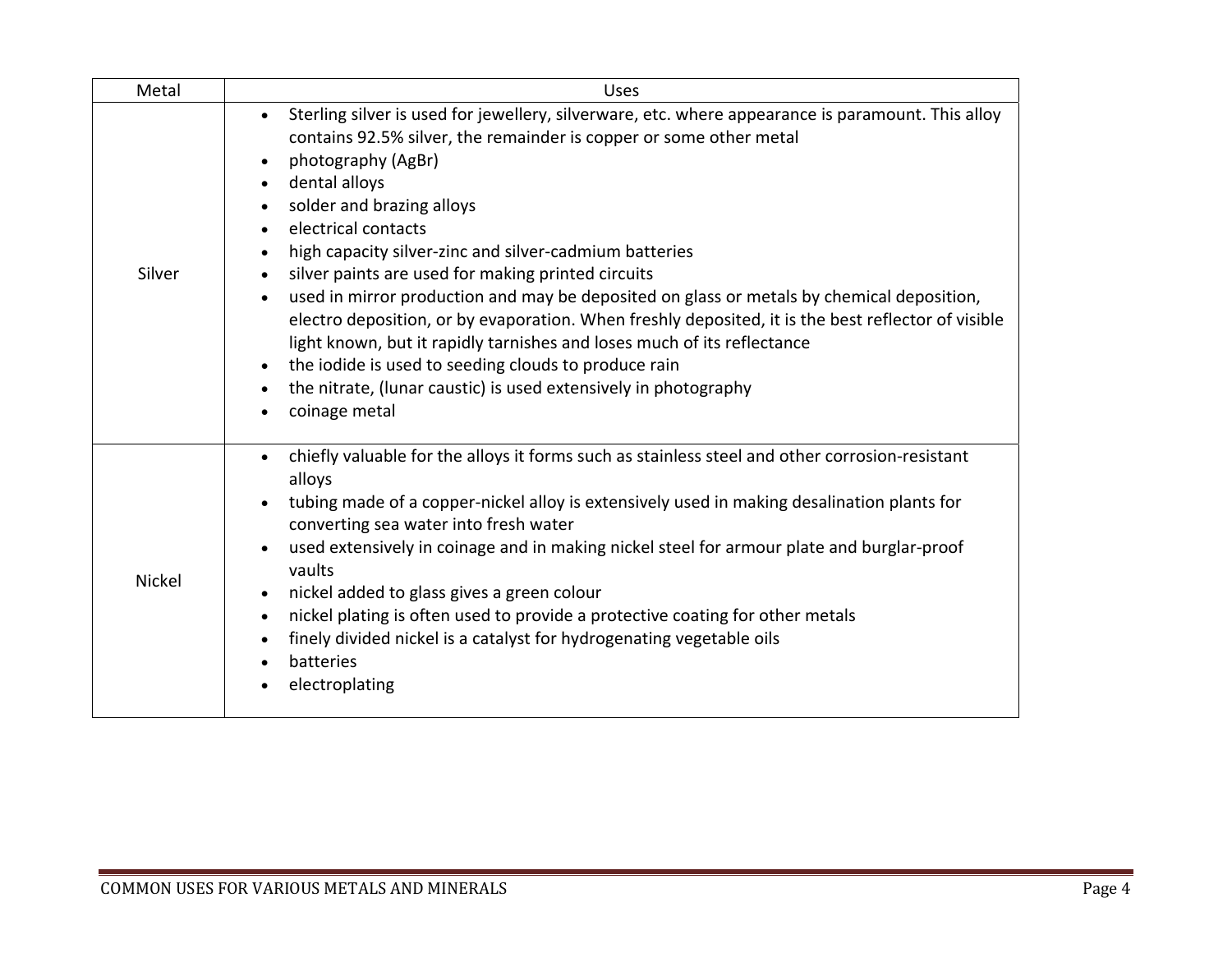| Metal | Uses |
|---|---|
| Silver | • Sterling silver is used for jewellery, silverware, etc. where appearance is paramount. This alloy contains 92.5% silver, the remainder is copper or some other metal<br>• photography ($AgBr$)<br>• dental alloys<br>• solder and brazing alloys<br>• electrical contacts<br>• high capacity silver-zinc and silver-cadmium batteries<br>• silver paints are used for making printed circuits<br>• used in mirror production and may be deposited on glass or metals by chemical deposition, electro deposition, or by evaporation. When freshly deposited, it is the best reflector of visible light known, but it rapidly tarnishes and loses much of its reflectance<br>• the iodide is used to seeding clouds to produce rain<br>• the nitrate, (lunar caustic) is used extensively in photography<br>• coinage metal |
| Nickel | • chiefly valuable for the alloys it forms such as stainless steel and other corrosion-resistant alloys<br>• tubing made of a copper-nickel alloy is extensively used in making desalination plants for converting sea water into fresh water<br>• used extensively in coinage and in making nickel steel for armour plate and burglar-proof vaults<br>• nickel added to glass gives a green colour<br>• nickel plating is often used to provide a protective coating for other metals<br>• finely divided nickel is a catalyst for hydrogenating vegetable oils<br>• batteries<br>• electroplating |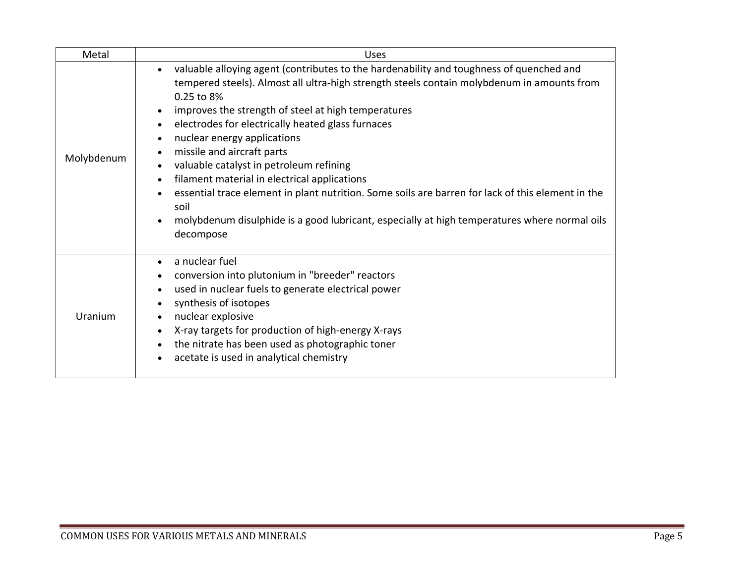| Metal | Uses |
| --- | --- |
| Molybdenum | • valuable alloying agent (contributes to the hardenability and toughness of quenched and tempered steels). Almost all ultra-high strength steels contain molybdenum in amounts from 0.25 to 8%<br>• improves the strength of steel at high temperatures<br>• electrodes for electrically heated glass furnaces<br>• nuclear energy applications<br>• missile and aircraft parts<br>• valuable catalyst in petroleum refining<br>• filament material in electrical applications<br>• essential trace element in plant nutrition. Some soils are barren for lack of this element in the soil<br>• molybdenum disulphide is a good lubricant, especially at high temperatures where normal oils decompose |
| Uranium | • a nuclear fuel<br>• conversion into plutonium in "breeder" reactors<br>• used in nuclear fuels to generate electrical power<br>• synthesis of isotopes<br>• nuclear explosive<br>• X-ray targets for production of high-energy X-rays<br>• the nitrate has been used as photographic toner<br>• acetate is used in analytical chemistry |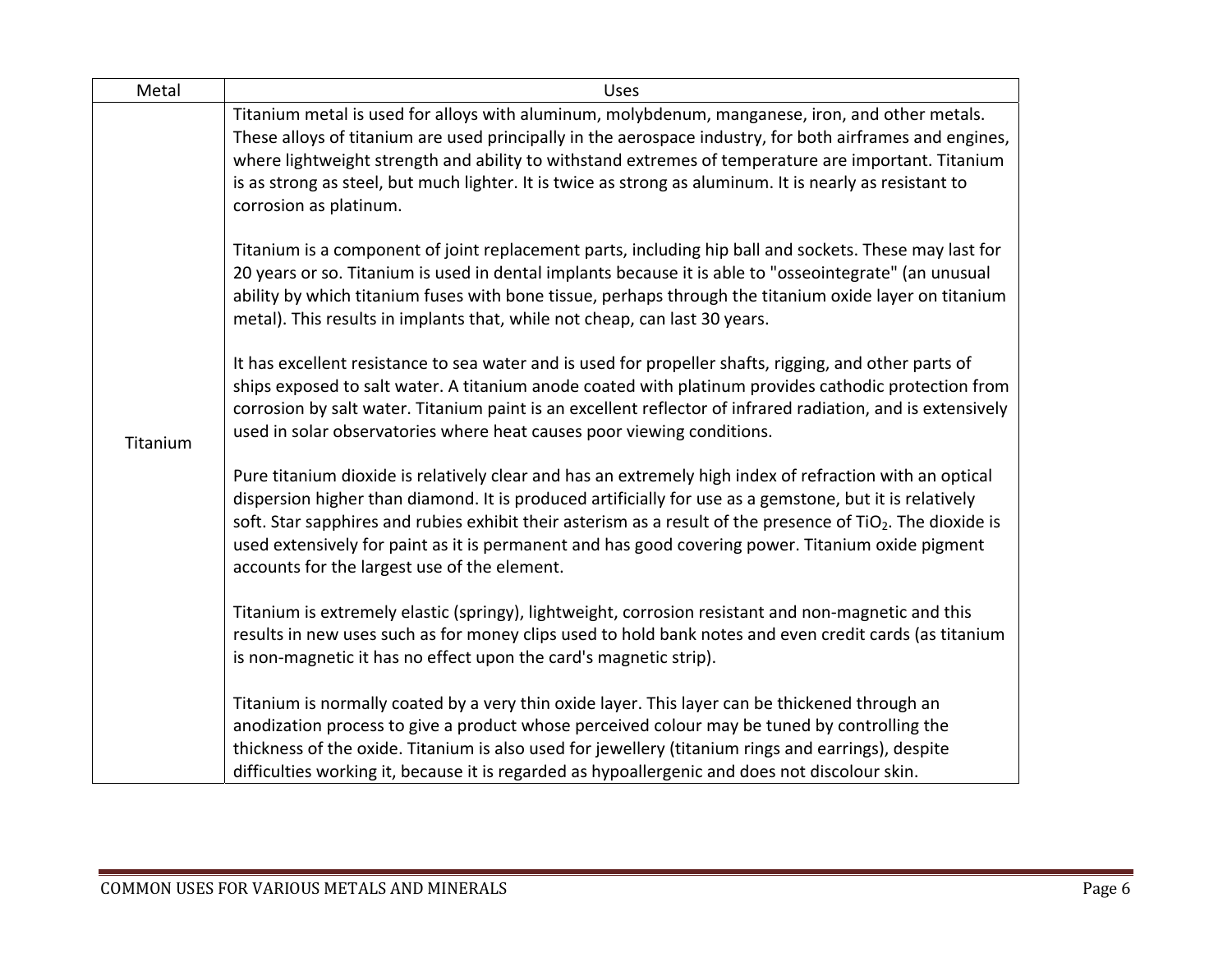| Metal | Uses |
| --- | --- |
| Titanium | Titanium metal is used for alloys with aluminum, molybdenum, manganese, iron, and other metals. These alloys of titanium are used principally in the aerospace industry, for both airframes and engines, where lightweight strength and ability to withstand extremes of temperature are important. Titanium is as strong as steel, but much lighter. It is twice as strong as aluminum. It is nearly as resistant to corrosion as platinum.<br><br>Titanium is a component of joint replacement parts, including hip ball and sockets. These may last for 20 years or so. Titanium is used in dental implants because it is able to "osseointegrate" (an unusual ability by which titanium fuses with bone tissue, perhaps through the titanium oxide layer on titanium metal). This results in implants that, while not cheap, can last 30 years.<br><br>It has excellent resistance to sea water and is used for propeller shafts, rigging, and other parts of ships exposed to salt water. A titanium anode coated with platinum provides cathodic protection from corrosion by salt water. Titanium paint is an excellent reflector of infrared radiation, and is extensively used in solar observatories where heat causes poor viewing conditions.<br><br>Pure titanium dioxide is relatively clear and has an extremely high index of refraction with an optical dispersion higher than diamond. It is produced artificially for use as a gemstone, but it is relatively soft. Star sapphires and rubies exhibit their asterism as a result of the presence of $TiO_2$. The dioxide is used extensively for paint as it is permanent and has good covering power. Titanium oxide pigment accounts for the largest use of the element.<br><br>Titanium is extremely elastic (springy), lightweight, corrosion resistant and non-magnetic and this results in new uses such as for money clips used to hold bank notes and even credit cards (as titanium is non-magnetic it has no effect upon the card's magnetic strip).<br><br>Titanium is normally coated by a very thin oxide layer. This layer can be thickened through an anodization process to give a product whose perceived colour may be tuned by controlling the thickness of the oxide. Titanium is also used for jewellery (titanium rings and earrings), despite difficulties working it, because it is regarded as hypoallergenic and does not discolour skin. |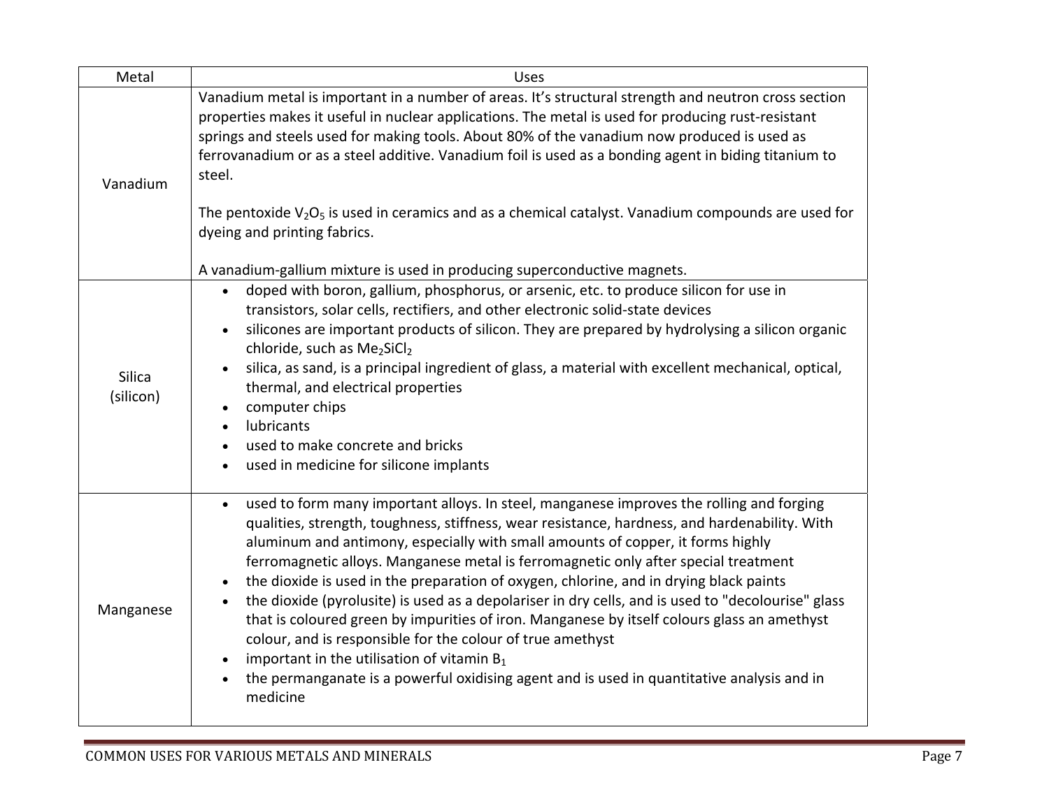| Metal | Uses |
|---|---|
| Vanadium | Vanadium metal is important in a number of areas. It's structural strength and neutron cross section properties makes it useful in nuclear applications. The metal is used for producing rust-resistant springs and steels used for making tools. About 80% of the vanadium now produced is used as ferrovanadium or as a steel additive. Vanadium foil is used as a bonding agent in biding titanium to steel.<br><br>The pentoxide $V_2O_5$ is used in ceramics and as a chemical catalyst. Vanadium compounds are used for dyeing and printing fabrics.<br><br>A vanadium-gallium mixture is used in producing superconductive magnets. |
| Silica (silicon) | • doped with boron, gallium, phosphorus, or arsenic, etc. to produce silicon for use in transistors, solar cells, rectifiers, and other electronic solid-state devices<br>• silicones are important products of silicon. They are prepared by hydrolysing a silicon organic chloride, such as $Me_2SiCl_2$<br>• silica, as sand, is a principal ingredient of glass, a material with excellent mechanical, optical, thermal, and electrical properties<br>• computer chips<br>• lubricants<br>• used to make concrete and bricks<br>• used in medicine for silicone implants |
| Manganese | • used to form many important alloys. In steel, manganese improves the rolling and forging qualities, strength, toughness, stiffness, wear resistance, hardness, and hardenability. With aluminum and antimony, especially with small amounts of copper, it forms highly ferromagnetic alloys. Manganese metal is ferromagnetic only after special treatment<br>• the dioxide is used in the preparation of oxygen, chlorine, and in drying black paints<br>• the dioxide (pyrolusite) is used as a depolariser in dry cells, and is used to "decolourise" glass that is coloured green by impurities of iron. Manganese by itself colours glass an amethyst colour, and is responsible for the colour of true amethyst<br>• important in the utilisation of vitamin $B_1$<br>• the permanganate is a powerful oxidising agent and is used in quantitative analysis and in medicine |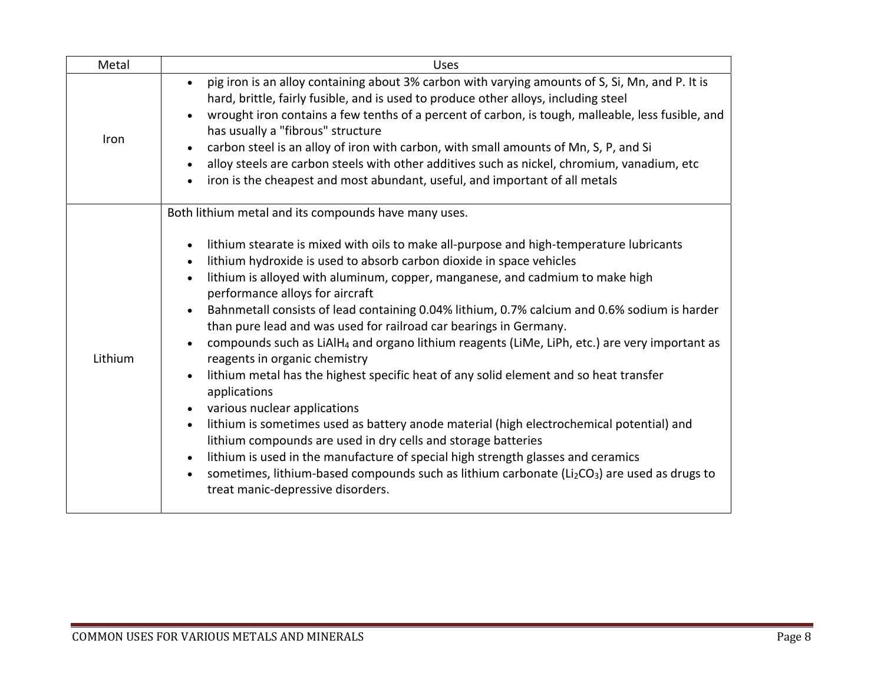| Metal | Uses |
| --- | --- |
| Iron | • pig iron is an alloy containing about 3% carbon with varying amounts of S, Si, Mn, and P. It is hard, brittle, fairly fusible, and is used to produce other alloys, including steel<br>• wrought iron contains a few tenths of a percent of carbon, is tough, malleable, less fusible, and has usually a "fibrous" structure<br>• carbon steel is an alloy of iron with carbon, with small amounts of Mn, S, P, and Si<br>• alloy steels are carbon steels with other additives such as nickel, chromium, vanadium, etc<br>• iron is the cheapest and most abundant, useful, and important of all metals |
| Lithium | Both lithium metal and its compounds have many uses.<br><br>• lithium stearate is mixed with oils to make all-purpose and high-temperature lubricants<br>• lithium hydroxide is used to absorb carbon dioxide in space vehicles<br>• lithium is alloyed with aluminum, copper, manganese, and cadmium to make high performance alloys for aircraft<br>• Bahnmetall consists of lead containing 0.04% lithium, 0.7% calcium and 0.6% sodium is harder than pure lead and was used for railroad car bearings in Germany.<br>• compounds such as $LiAlH_4$ and organo lithium reagents (LiMe, LiPh, etc.) are very important as reagents in organic chemistry<br>• lithium metal has the highest specific heat of any solid element and so heat transfer applications<br>• various nuclear applications<br>• lithium is sometimes used as battery anode material (high electrochemical potential) and lithium compounds are used in dry cells and storage batteries<br>• lithium is used in the manufacture of special high strength glasses and ceramics<br>• sometimes, lithium-based compounds such as lithium carbonate ($Li_2CO_3$) are used as drugs to treat manic-depressive disorders. |